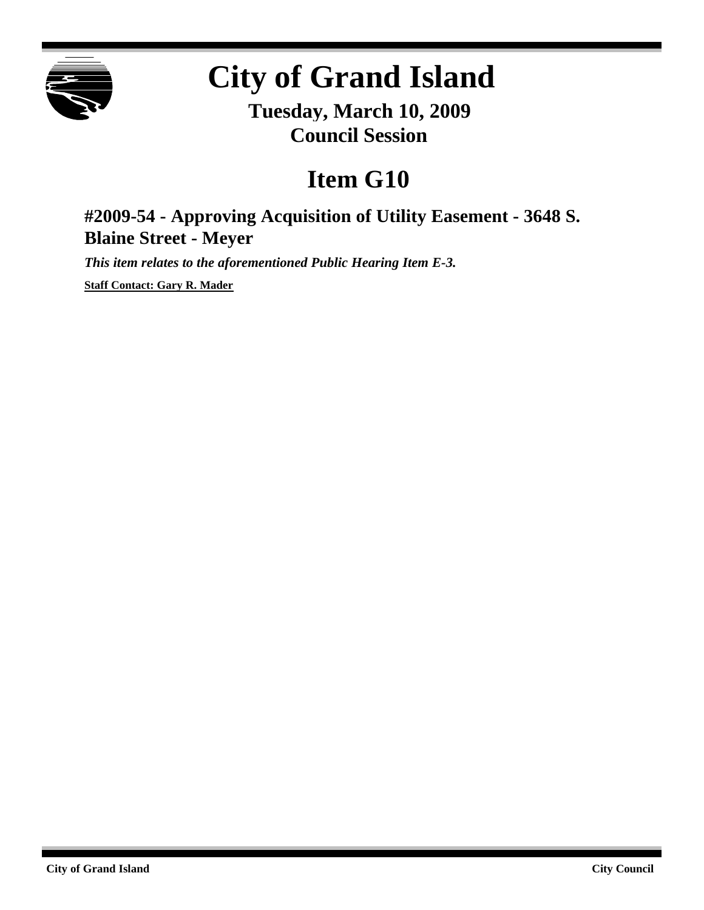# City of Grand Island

**Tuesday, March 10, 2009**
**Council Session**

# Item G10

## #2009-54 - Approving Acquisition of Utility Easement - 3648 S. Blaine Street - Meyer

***This item relates to the aforementioned Public Hearing Item E-3.***

**Staff Contact: Gary R. Mader**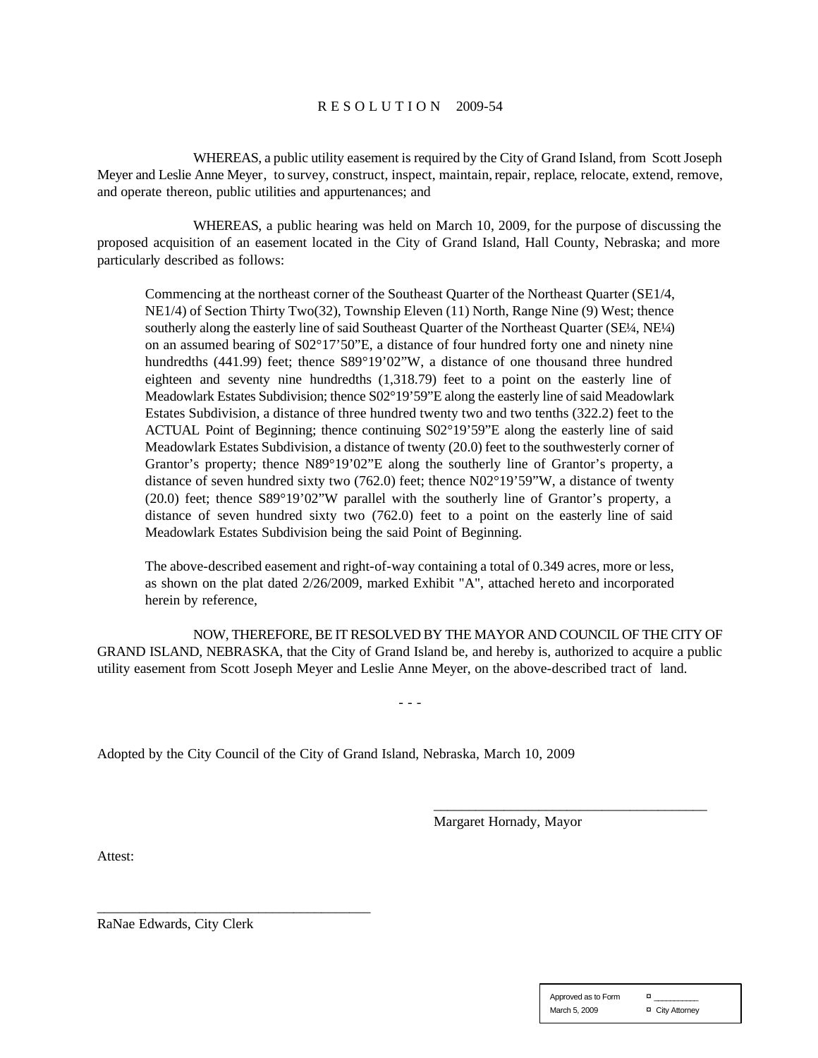# R E S O L U T I O N 2009-54

WHEREAS, a public utility easement is required by the City of Grand Island, from Scott Joseph Meyer and Leslie Anne Meyer, to survey, construct, inspect, maintain, repair, replace, relocate, extend, remove, and operate thereon, public utilities and appurtenances; and

WHEREAS, a public hearing was held on March 10, 2009, for the purpose of discussing the proposed acquisition of an easement located in the City of Grand Island, Hall County, Nebraska; and more particularly described as follows:

> Commencing at the northeast corner of the Southeast Quarter of the Northeast Quarter (SE1/4, NE1/4) of Section Thirty Two(32), Township Eleven (11) North, Range Nine (9) West; thence southerly along the easterly line of said Southeast Quarter of the Northeast Quarter (SE¼, NE¼) on an assumed bearing of S02°17'50"E, a distance of four hundred forty one and ninety nine hundredths (441.99) feet; thence S89°19'02"W, a distance of one thousand three hundred eighteen and seventy nine hundredths (1,318.79) feet to a point on the easterly line of Meadowlark Estates Subdivision; thence S02°19'59"E along the easterly line of said Meadowlark Estates Subdivision, a distance of three hundred twenty two and two tenths (322.2) feet to the ACTUAL Point of Beginning; thence continuing S02°19'59"E along the easterly line of said Meadowlark Estates Subdivision, a distance of twenty (20.0) feet to the southwesterly corner of Grantor's property; thence N89°19'02"E along the southerly line of Grantor's property, a distance of seven hundred sixty two (762.0) feet; thence N02°19'59"W, a distance of twenty (20.0) feet; thence S89°19'02"W parallel with the southerly line of Grantor's property, a distance of seven hundred sixty two (762.0) feet to a point on the easterly line of said Meadowlark Estates Subdivision being the said Point of Beginning.
>
> The above-described easement and right-of-way containing a total of 0.349 acres, more or less, as shown on the plat dated 2/26/2009, marked Exhibit "A", attached hereto and incorporated herein by reference,

NOW, THEREFORE, BE IT RESOLVED BY THE MAYOR AND COUNCIL OF THE CITY OF GRAND ISLAND, NEBRASKA, that the City of Grand Island be, and hereby is, authorized to acquire a public utility easement from Scott Joseph Meyer and Leslie Anne Meyer, on the above-described tract of land.

- - -

Adopted by the City Council of the City of Grand Island, Nebraska, March 10, 2009

\_\_\_\_\_\_\_\_\_\_\_\_\_\_\_\_\_\_\_\_\_\_\_\_\_\_\_\_\_\_\_\_\_\_\_\_\_\_\_
Margaret Hornady, Mayor

Attest:

\_\_\_\_\_\_\_\_\_\_\_\_\_\_\_\_\_\_\_\_\_\_\_\_\_\_\_\_\_\_\_\_\_\_\_\_\_\_\_
RaNae Edwards, City Clerk

| Approved as to Form | ¤ \_\_\_\_\_\_\_\_\_\_ |
|---|---|
| March 5, 2009 | ¤ City Attorney |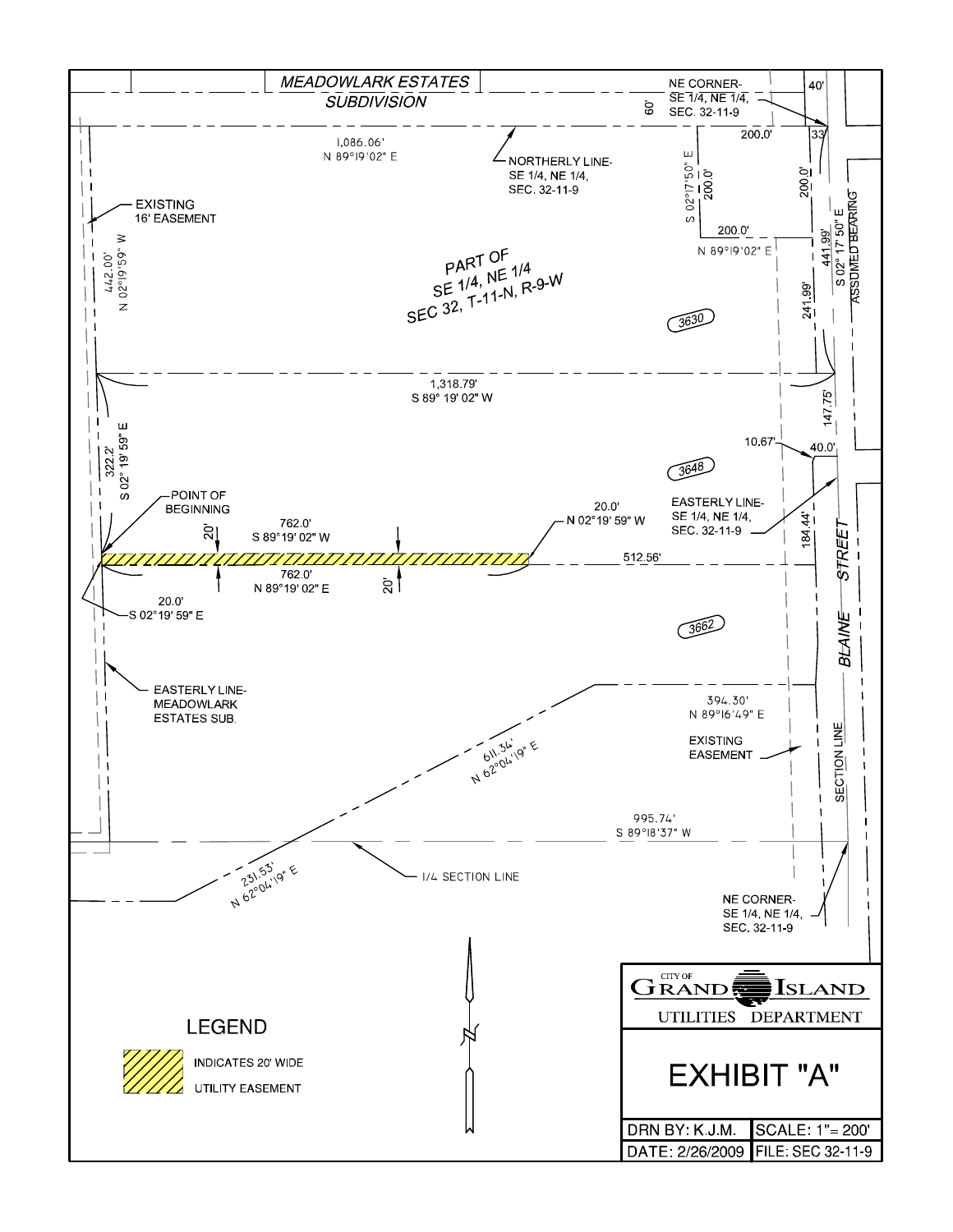MEADOWLARK ESTATES SUBDIVISION

60'

NE CORNER- SE 1/4, NE 1/4, SEC. 32-11-9

40'

33'

1,086.06'
N 89°19'02" E

NORTHERLY LINE- SE 1/4, NE 1/4, SEC. 32-11-9

200.0'

S 02°17'50" E
200.0'

200.0'

200.0'
N 89°19'02" E

EXISTING 16' EASEMENT

442.00'
N 02°19'59" W

PART OF
SE 1/4, NE 1/4
SEC 32, T-11-N, R-9-W

3630

441.99'
S 02° 17' 50" E
ASSUMED BEARING

241.99'

1,318.79'
S 89° 19' 02" W

147.75'

322.2'
S 02° 19' 59" E

10.67'

40.0'

3648

POINT OF BEGINNING

20'

762.0'
S 89°19' 02" W

20.0'
N 02°19' 59" W

EASTERLY LINE- SE 1/4, NE 1/4, SEC. 32-11-9

184.44'

512.56'

762.0'
N 89°19' 02" E

20'

20.0'
S 02°19' 59" E

3662

BLAINE STREET

EASTERLY LINE- MEADOWLARK ESTATES SUB.

394.30'
N 89°16'49" E

EXISTING EASEMENT

611.34'
N 62°04'19" E

SECTION LINE

995.74'
S 89°18'37" W

231.53'
N 62°04'19" E

1/4 SECTION LINE

NE CORNER- SE 1/4, NE 1/4, SEC. 32-11-9

N

LEGEND

INDICATES 20' WIDE UTILITY EASEMENT

CITY OF GRAND ISLAND
UTILITIES DEPARTMENT

# EXHIBIT "A"

| | |
|---|---|
| DRN BY: K.J.M. | SCALE: 1"= 200' |
| DATE: 2/26/2009 | FILE: SEC 32-11-9 |